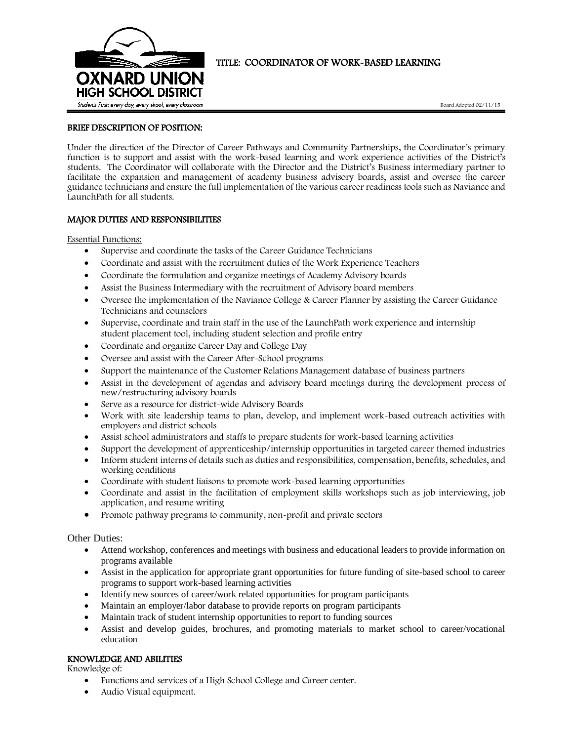OXNARD UNION HIGH SCHOOL DISTRICT

Students First: every day, every school, every classroom

# TITLE: COORDINATOR OF WORK-BASED LEARNING

Board Adopted 02/11/15

## BRIEF DESCRIPTION OF POSITION:

Under the direction of the Director of Career Pathways and Community Partnerships, the Coordinator's primary function is to support and assist with the work-based learning and work experience activities of the District's students. The Coordinator will collaborate with the Director and the District's Business intermediary partner to facilitate the expansion and management of academy business advisory boards, assist and oversee the career guidance technicians and ensure the full implementation of the various career readiness tools such as Naviance and LaunchPath for all students.

## MAJOR DUTIES AND RESPONSIBILITIES

Essential Functions:

- Supervise and coordinate the tasks of the Career Guidance Technicians
- Coordinate and assist with the recruitment duties of the Work Experience Teachers
- Coordinate the formulation and organize meetings of Academy Advisory boards
- Assist the Business Intermediary with the recruitment of Advisory board members
- Oversee the implementation of the Naviance College & Career Planner by assisting the Career Guidance Technicians and counselors
- Supervise, coordinate and train staff in the use of the LaunchPath work experience and internship student placement tool, including student selection and profile entry
- Coordinate and organize Career Day and College Day
- Oversee and assist with the Career After-School programs
- Support the maintenance of the Customer Relations Management database of business partners
- Assist in the development of agendas and advisory board meetings during the development process of new/restructuring advisory boards
- Serve as a resource for district-wide Advisory Boards
- Work with site leadership teams to plan, develop, and implement work-based outreach activities with employers and district schools
- Assist school administrators and staffs to prepare students for work-based learning activities
- Support the development of apprenticeship/internship opportunities in targeted career themed industries
- Inform student interns of details such as duties and responsibilities, compensation, benefits, schedules, and working conditions
- Coordinate with student liaisons to promote work-based learning opportunities
- Coordinate and assist in the facilitation of employment skills workshops such as job interviewing, job application, and resume writing
- Promote pathway programs to community, non-profit and private sectors

Other Duties:

- Attend workshop, conferences and meetings with business and educational leaders to provide information on programs available
- Assist in the application for appropriate grant opportunities for future funding of site-based school to career programs to support work-based learning activities
- Identify new sources of career/work related opportunities for program participants
- Maintain an employer/labor database to provide reports on program participants
- Maintain track of student internship opportunities to report to funding sources
- Assist and develop guides, brochures, and promoting materials to market school to career/vocational education

## KNOWLEDGE AND ABILITIES

Knowledge of:

- Functions and services of a High School College and Career center.
- Audio Visual equipment.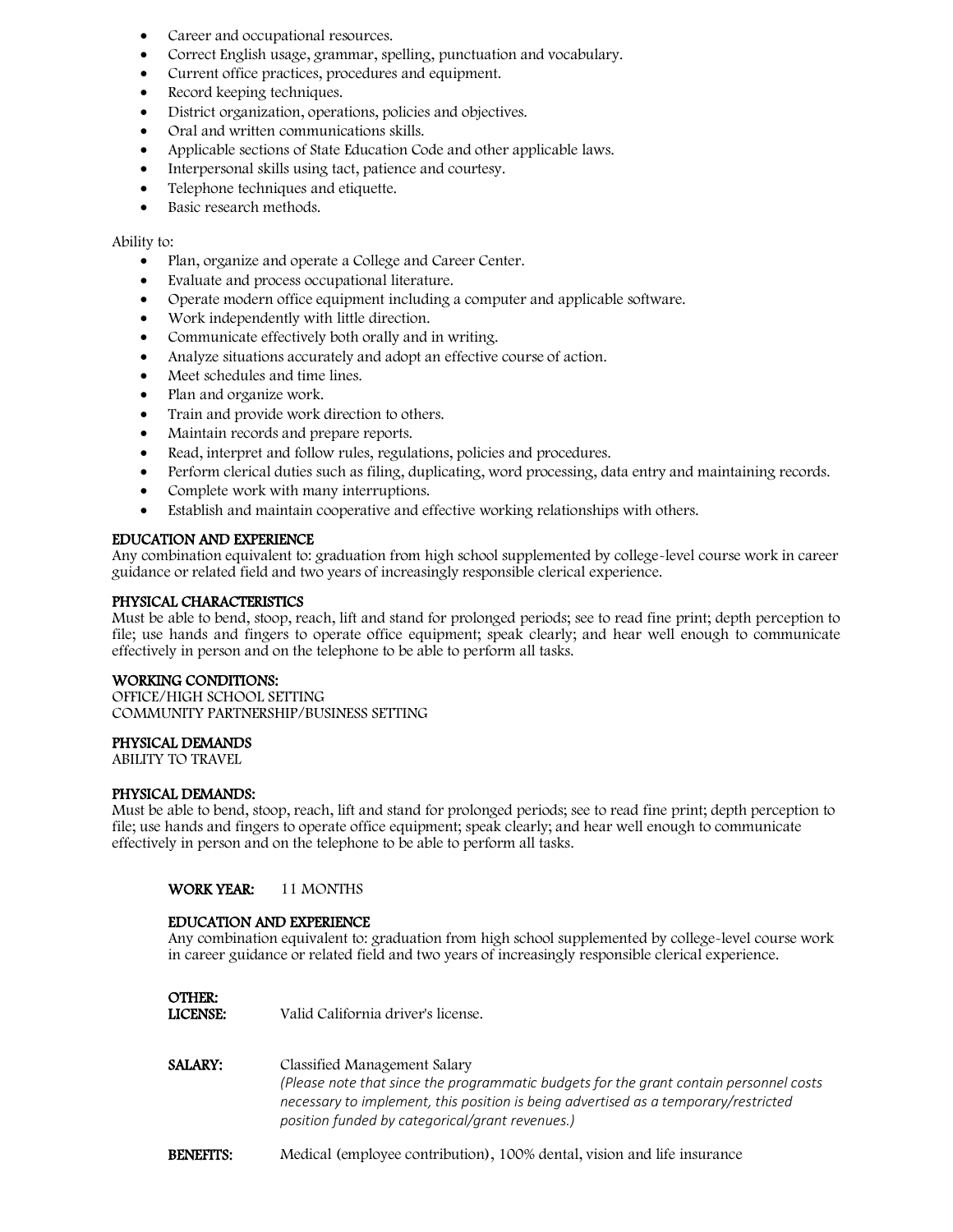- Career and occupational resources.
- Correct English usage, grammar, spelling, punctuation and vocabulary.
- Current office practices, procedures and equipment.
- Record keeping techniques.
- District organization, operations, policies and objectives.
- Oral and written communications skills.
- Applicable sections of State Education Code and other applicable laws.
- Interpersonal skills using tact, patience and courtesy.
- Telephone techniques and etiquette.
- Basic research methods.

Ability to:

- Plan, organize and operate a College and Career Center.
- Evaluate and process occupational literature.
- Operate modern office equipment including a computer and applicable software.
- Work independently with little direction.
- Communicate effectively both orally and in writing.
- Analyze situations accurately and adopt an effective course of action.
- Meet schedules and time lines.
- Plan and organize work.
- Train and provide work direction to others.
- Maintain records and prepare reports.
- Read, interpret and follow rules, regulations, policies and procedures.
- Perform clerical duties such as filing, duplicating, word processing, data entry and maintaining records.
- Complete work with many interruptions.
- Establish and maintain cooperative and effective working relationships with others.

**EDUCATION AND EXPERIENCE**
Any combination equivalent to: graduation from high school supplemented by college-level course work in career guidance or related field and two years of increasingly responsible clerical experience.

**PHYSICAL CHARACTERISTICS**
Must be able to bend, stoop, reach, lift and stand for prolonged periods; see to read fine print; depth perception to file; use hands and fingers to operate office equipment; speak clearly; and hear well enough to communicate effectively in person and on the telephone to be able to perform all tasks.

**WORKING CONDITIONS:**
OFFICE/HIGH SCHOOL SETTING
COMMUNITY PARTNERSHIP/BUSINESS SETTING

**PHYSICAL DEMANDS**
ABILITY TO TRAVEL

**PHYSICAL DEMANDS:**
Must be able to bend, stoop, reach, lift and stand for prolonged periods; see to read fine print; depth perception to file; use hands and fingers to operate office equipment; speak clearly; and hear well enough to communicate effectively in person and on the telephone to be able to perform all tasks.

**WORK YEAR:** 11 MONTHS

**EDUCATION AND EXPERIENCE**
Any combination equivalent to: graduation from high school supplemented by college-level course work in career guidance or related field and two years of increasingly responsible clerical experience.

**OTHER:**
**LICENSE:** Valid California driver's license.

**SALARY:** Classified Management Salary
*(Please note that since the programmatic budgets for the grant contain personnel costs necessary to implement, this position is being advertised as a temporary/restricted position funded by categorical/grant revenues.)*

**BENEFITS:** Medical (employee contribution), 100% dental, vision and life insurance